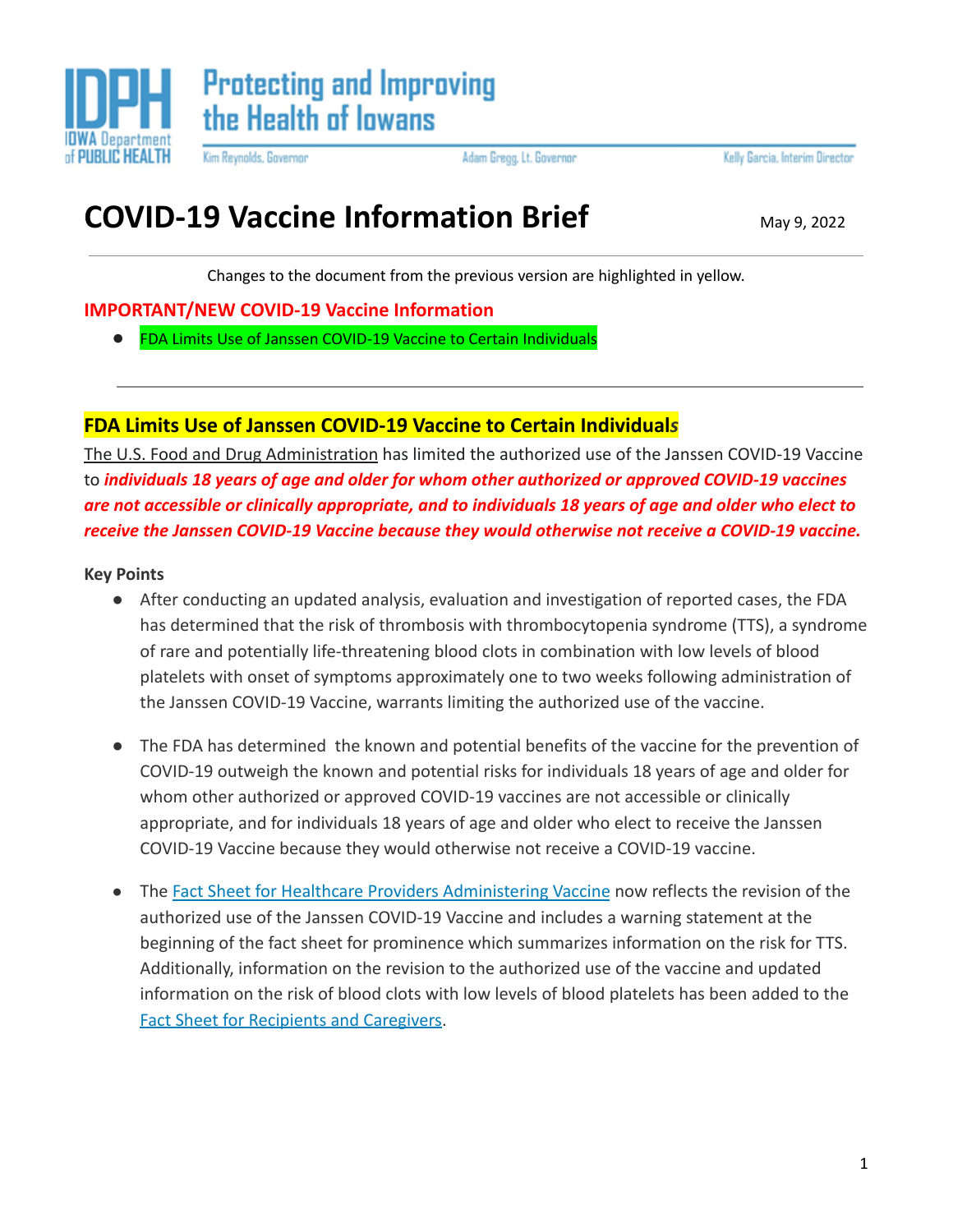IDPH IOWA Department of PUBLIC HEALTH

Protecting and Improving the Health of Iowans

Kim Reynolds, Governor | Adam Gregg, Lt. Governor | Kelly Garcia, Interim Director

# COVID-19 Vaccine Information Brief

May 9, 2022

Changes to the document from the previous version are highlighted in yellow.

## IMPORTANT/NEW COVID-19 Vaccine Information

- FDA Limits Use of Janssen COVID-19 Vaccine to Certain Individuals

---

## FDA Limits Use of Janssen COVID-19 Vaccine to Certain Individuals

The U.S. Food and Drug Administration has limited the authorized use of the Janssen COVID-19 Vaccine to ***individuals 18 years of age and older for whom other authorized or approved COVID-19 vaccines are not accessible or clinically appropriate, and to individuals 18 years of age and older who elect to receive the Janssen COVID-19 Vaccine because they would otherwise not receive a COVID-19 vaccine.***

**Key Points**

- After conducting an updated analysis, evaluation and investigation of reported cases, the FDA has determined that the risk of thrombosis with thrombocytopenia syndrome (TTS), a syndrome of rare and potentially life-threatening blood clots in combination with low levels of blood platelets with onset of symptoms approximately one to two weeks following administration of the Janssen COVID-19 Vaccine, warrants limiting the authorized use of the vaccine.

- The FDA has determined the known and potential benefits of the vaccine for the prevention of COVID-19 outweigh the known and potential risks for individuals 18 years of age and older for whom other authorized or approved COVID-19 vaccines are not accessible or clinically appropriate, and for individuals 18 years of age and older who elect to receive the Janssen COVID-19 Vaccine because they would otherwise not receive a COVID-19 vaccine.

- The Fact Sheet for Healthcare Providers Administering Vaccine now reflects the revision of the authorized use of the Janssen COVID-19 Vaccine and includes a warning statement at the beginning of the fact sheet for prominence which summarizes information on the risk for TTS. Additionally, information on the revision to the authorized use of the vaccine and updated information on the risk of blood clots with low levels of blood platelets has been added to the Fact Sheet for Recipients and Caregivers.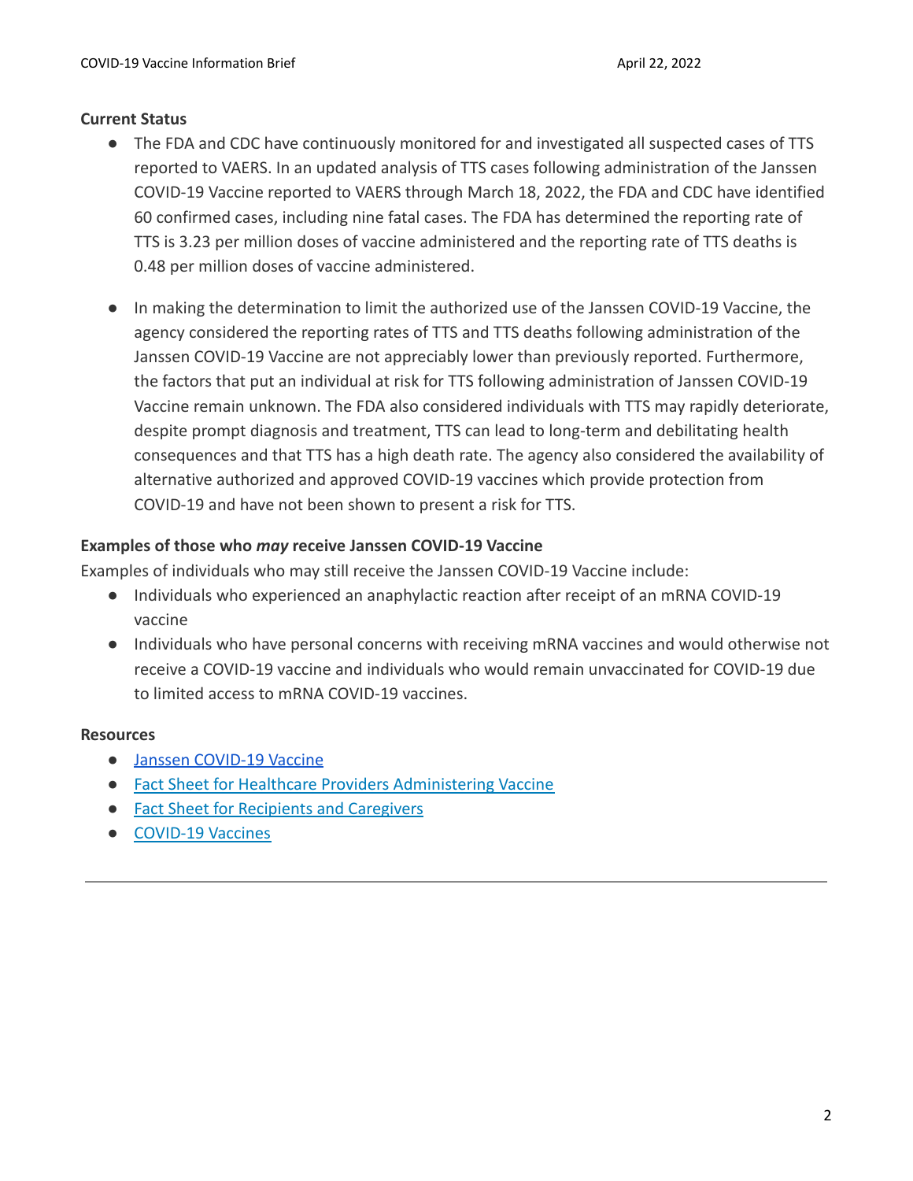**Current Status**

- The FDA and CDC have continuously monitored for and investigated all suspected cases of TTS reported to VAERS. In an updated analysis of TTS cases following administration of the Janssen COVID-19 Vaccine reported to VAERS through March 18, 2022, the FDA and CDC have identified 60 confirmed cases, including nine fatal cases. The FDA has determined the reporting rate of TTS is 3.23 per million doses of vaccine administered and the reporting rate of TTS deaths is 0.48 per million doses of vaccine administered.

- In making the determination to limit the authorized use of the Janssen COVID-19 Vaccine, the agency considered the reporting rates of TTS and TTS deaths following administration of the Janssen COVID-19 Vaccine are not appreciably lower than previously reported. Furthermore, the factors that put an individual at risk for TTS following administration of Janssen COVID-19 Vaccine remain unknown. The FDA also considered individuals with TTS may rapidly deteriorate, despite prompt diagnosis and treatment, TTS can lead to long-term and debilitating health consequences and that TTS has a high death rate. The agency also considered the availability of alternative authorized and approved COVID-19 vaccines which provide protection from COVID-19 and have not been shown to present a risk for TTS.

**Examples of those who *may* receive Janssen COVID-19 Vaccine**

Examples of individuals who may still receive the Janssen COVID-19 Vaccine include:

- Individuals who experienced an anaphylactic reaction after receipt of an mRNA COVID-19 vaccine
- Individuals who have personal concerns with receiving mRNA vaccines and would otherwise not receive a COVID-19 vaccine and individuals who would remain unvaccinated for COVID-19 due to limited access to mRNA COVID-19 vaccines.

**Resources**

- Janssen COVID-19 Vaccine
- Fact Sheet for Healthcare Providers Administering Vaccine
- Fact Sheet for Recipients and Caregivers
- COVID-19 Vaccines